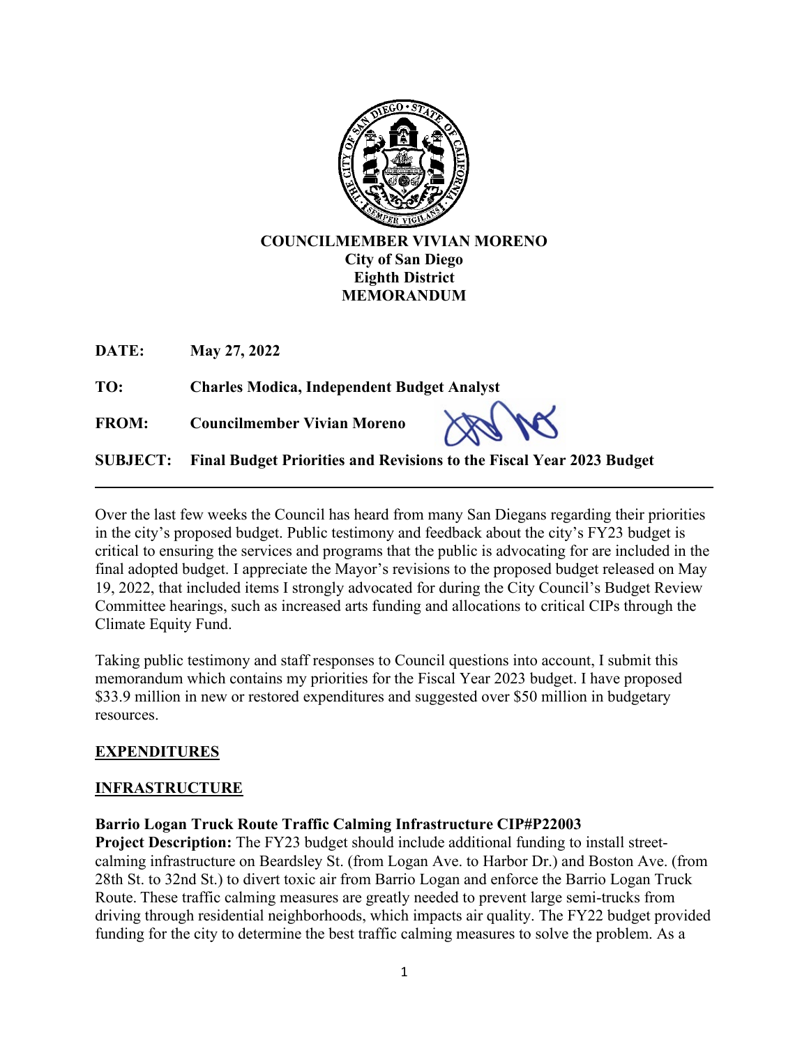**COUNCILMEMBER VIVIAN MORENO**
**City of San Diego**
**Eighth District**
**MEMORANDUM**

**DATE:** **May 27, 2022**

**TO:** **Charles Modica, Independent Budget Analyst**

**FROM:** **Councilmember Vivian Moreno**

**SUBJECT:** **Final Budget Priorities and Revisions to the Fiscal Year 2023 Budget**

---

Over the last few weeks the Council has heard from many San Diegans regarding their priorities in the city's proposed budget. Public testimony and feedback about the city's FY23 budget is critical to ensuring the services and programs that the public is advocating for are included in the final adopted budget. I appreciate the Mayor's revisions to the proposed budget released on May 19, 2022, that included items I strongly advocated for during the City Council's Budget Review Committee hearings, such as increased arts funding and allocations to critical CIPs through the Climate Equity Fund.

Taking public testimony and staff responses to Council questions into account, I submit this memorandum which contains my priorities for the Fiscal Year 2023 budget. I have proposed $33.9 million in new or restored expenditures and suggested over $50 million in budgetary resources.

## EXPENDITURES

## INFRASTRUCTURE

### Barrio Logan Truck Route Traffic Calming Infrastructure CIP#P22003

**Project Description:** The FY23 budget should include additional funding to install street-calming infrastructure on Beardsley St. (from Logan Ave. to Harbor Dr.) and Boston Ave. (from 28th St. to 32nd St.) to divert toxic air from Barrio Logan and enforce the Barrio Logan Truck Route. These traffic calming measures are greatly needed to prevent large semi-trucks from driving through residential neighborhoods, which impacts air quality. The FY22 budget provided funding for the city to determine the best traffic calming measures to solve the problem. As a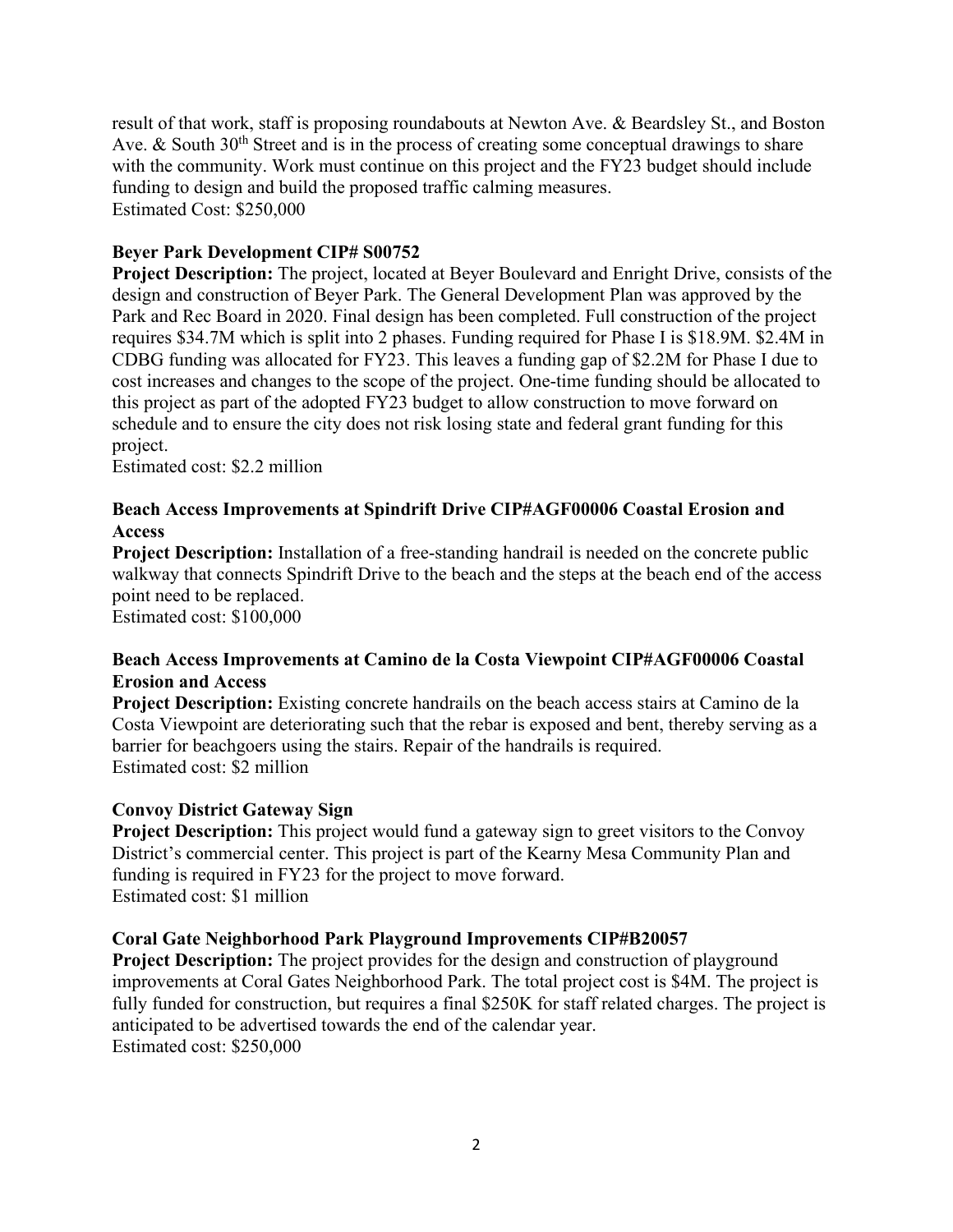result of that work, staff is proposing roundabouts at Newton Ave. & Beardsley St., and Boston Ave. & South 30th Street and is in the process of creating some conceptual drawings to share with the community. Work must continue on this project and the FY23 budget should include funding to design and build the proposed traffic calming measures.
Estimated Cost: $250,000

**Beyer Park Development CIP# S00752**
**Project Description:** The project, located at Beyer Boulevard and Enright Drive, consists of the design and construction of Beyer Park. The General Development Plan was approved by the Park and Rec Board in 2020. Final design has been completed. Full construction of the project requires $34.7M which is split into 2 phases. Funding required for Phase I is $18.9M. $2.4M in CDBG funding was allocated for FY23. This leaves a funding gap of $2.2M for Phase I due to cost increases and changes to the scope of the project. One-time funding should be allocated to this project as part of the adopted FY23 budget to allow construction to move forward on schedule and to ensure the city does not risk losing state and federal grant funding for this project.
Estimated cost: $2.2 million

**Beach Access Improvements at Spindrift Drive CIP#AGF00006 Coastal Erosion and Access**
**Project Description:** Installation of a free-standing handrail is needed on the concrete public walkway that connects Spindrift Drive to the beach and the steps at the beach end of the access point need to be replaced.
Estimated cost: $100,000

**Beach Access Improvements at Camino de la Costa Viewpoint CIP#AGF00006 Coastal Erosion and Access**
**Project Description:** Existing concrete handrails on the beach access stairs at Camino de la Costa Viewpoint are deteriorating such that the rebar is exposed and bent, thereby serving as a barrier for beachgoers using the stairs. Repair of the handrails is required.
Estimated cost: $2 million

**Convoy District Gateway Sign**
**Project Description:** This project would fund a gateway sign to greet visitors to the Convoy District's commercial center. This project is part of the Kearny Mesa Community Plan and funding is required in FY23 for the project to move forward.
Estimated cost: $1 million

**Coral Gate Neighborhood Park Playground Improvements CIP#B20057**
**Project Description:** The project provides for the design and construction of playground improvements at Coral Gates Neighborhood Park. The total project cost is $4M. The project is fully funded for construction, but requires a final $250K for staff related charges. The project is anticipated to be advertised towards the end of the calendar year.
Estimated cost: $250,000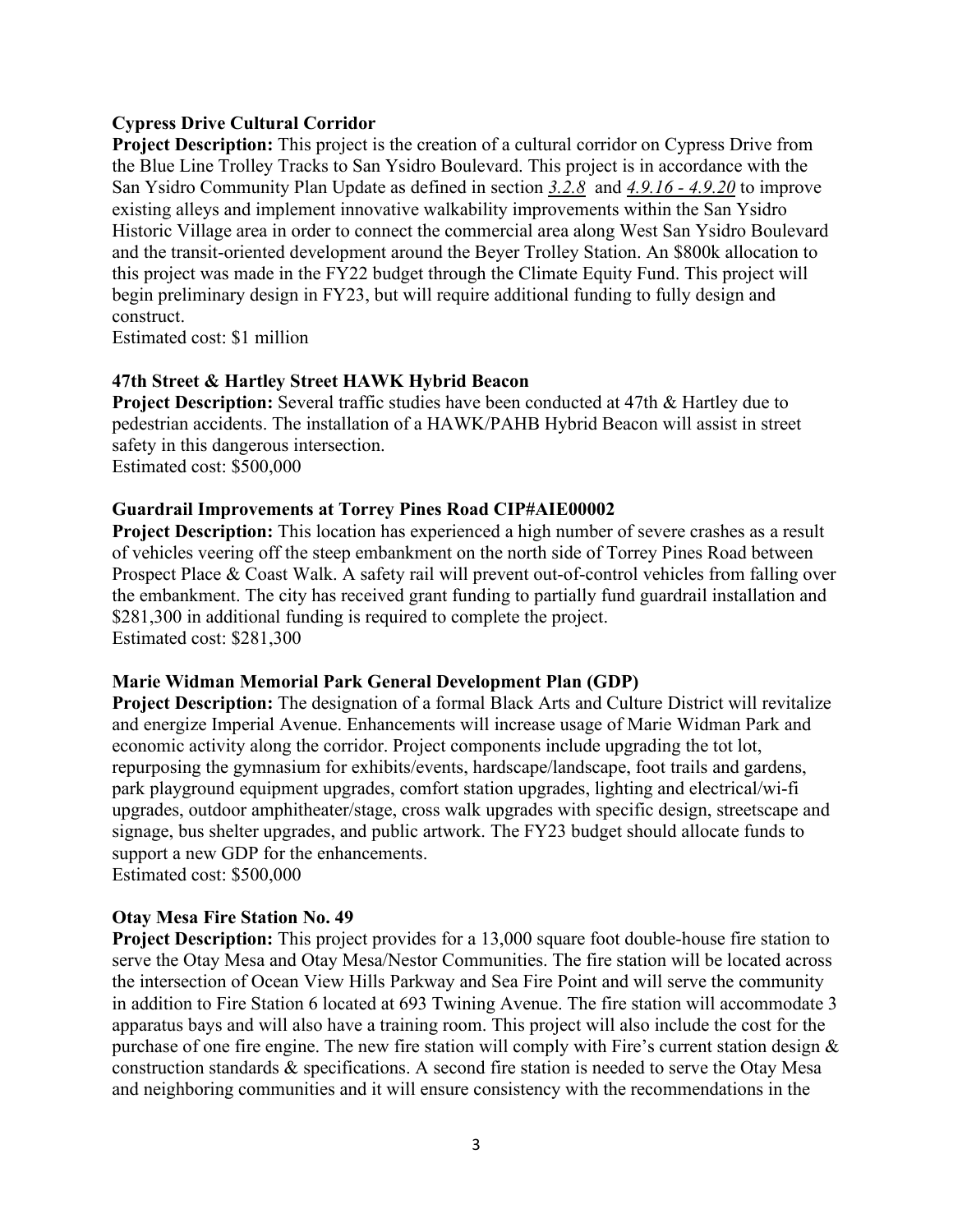**Cypress Drive Cultural Corridor**
**Project Description:** This project is the creation of a cultural corridor on Cypress Drive from the Blue Line Trolley Tracks to San Ysidro Boulevard. This project is in accordance with the San Ysidro Community Plan Update as defined in section *3.2.8* and *4.9.16 - 4.9.20* to improve existing alleys and implement innovative walkability improvements within the San Ysidro Historic Village area in order to connect the commercial area along West San Ysidro Boulevard and the transit-oriented development around the Beyer Trolley Station. An $800k allocation to this project was made in the FY22 budget through the Climate Equity Fund. This project will begin preliminary design in FY23, but will require additional funding to fully design and construct.
Estimated cost: $1 million

**47th Street & Hartley Street HAWK Hybrid Beacon**
**Project Description:** Several traffic studies have been conducted at 47th & Hartley due to pedestrian accidents. The installation of a HAWK/PAHB Hybrid Beacon will assist in street safety in this dangerous intersection.
Estimated cost: $500,000

**Guardrail Improvements at Torrey Pines Road CIP#AIE00002**
**Project Description:** This location has experienced a high number of severe crashes as a result of vehicles veering off the steep embankment on the north side of Torrey Pines Road between Prospect Place & Coast Walk. A safety rail will prevent out-of-control vehicles from falling over the embankment. The city has received grant funding to partially fund guardrail installation and $281,300 in additional funding is required to complete the project.
Estimated cost: $281,300

**Marie Widman Memorial Park General Development Plan (GDP)**
**Project Description:** The designation of a formal Black Arts and Culture District will revitalize and energize Imperial Avenue. Enhancements will increase usage of Marie Widman Park and economic activity along the corridor. Project components include upgrading the tot lot, repurposing the gymnasium for exhibits/events, hardscape/landscape, foot trails and gardens, park playground equipment upgrades, comfort station upgrades, lighting and electrical/wi-fi upgrades, outdoor amphitheater/stage, cross walk upgrades with specific design, streetscape and signage, bus shelter upgrades, and public artwork. The FY23 budget should allocate funds to support a new GDP for the enhancements.
Estimated cost: $500,000

**Otay Mesa Fire Station No. 49**
**Project Description:** This project provides for a 13,000 square foot double-house fire station to serve the Otay Mesa and Otay Mesa/Nestor Communities. The fire station will be located across the intersection of Ocean View Hills Parkway and Sea Fire Point and will serve the community in addition to Fire Station 6 located at 693 Twining Avenue. The fire station will accommodate 3 apparatus bays and will also have a training room. This project will also include the cost for the purchase of one fire engine. The new fire station will comply with Fire's current station design & construction standards & specifications. A second fire station is needed to serve the Otay Mesa and neighboring communities and it will ensure consistency with the recommendations in the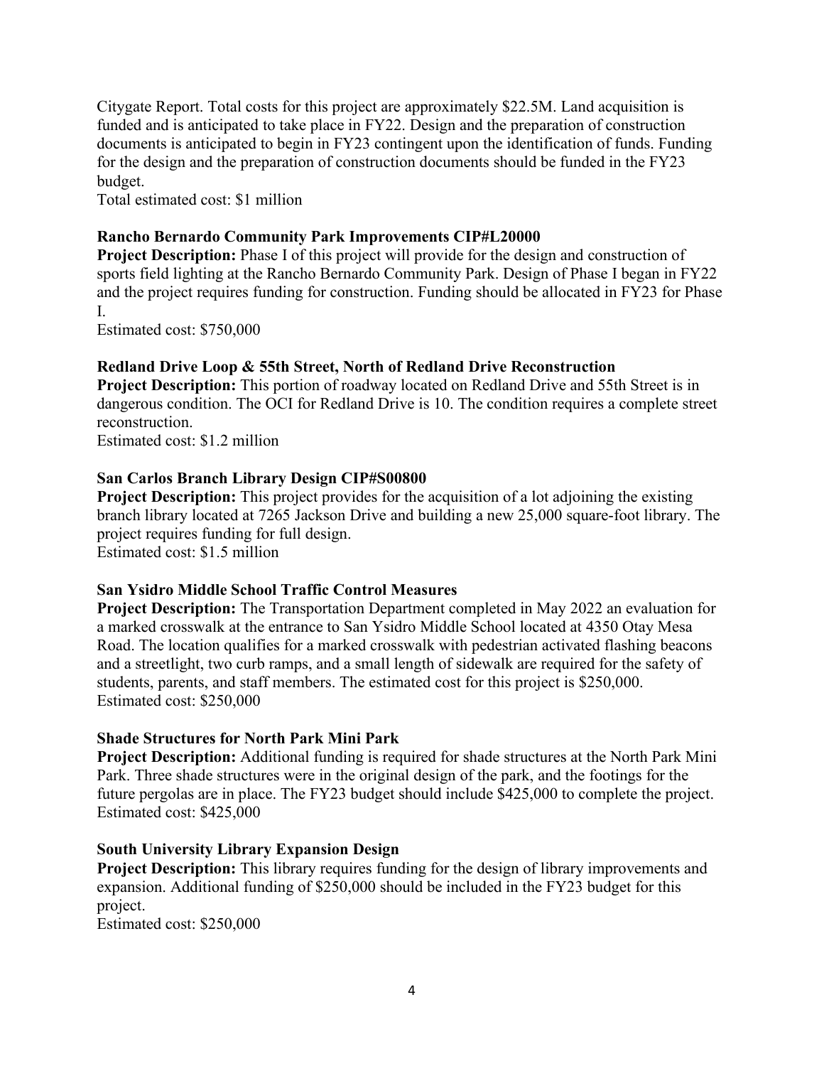Citygate Report. Total costs for this project are approximately $22.5M. Land acquisition is funded and is anticipated to take place in FY22. Design and the preparation of construction documents is anticipated to begin in FY23 contingent upon the identification of funds. Funding for the design and the preparation of construction documents should be funded in the FY23 budget.
Total estimated cost: $1 million

**Rancho Bernardo Community Park Improvements CIP#L20000**
**Project Description:** Phase I of this project will provide for the design and construction of sports field lighting at the Rancho Bernardo Community Park. Design of Phase I began in FY22 and the project requires funding for construction. Funding should be allocated in FY23 for Phase I.
Estimated cost: $750,000

**Redland Drive Loop & 55th Street, North of Redland Drive Reconstruction**
**Project Description:** This portion of roadway located on Redland Drive and 55th Street is in dangerous condition. The OCI for Redland Drive is 10. The condition requires a complete street reconstruction.
Estimated cost: $1.2 million

**San Carlos Branch Library Design CIP#S00800**
**Project Description:** This project provides for the acquisition of a lot adjoining the existing branch library located at 7265 Jackson Drive and building a new 25,000 square-foot library. The project requires funding for full design.
Estimated cost: $1.5 million

**San Ysidro Middle School Traffic Control Measures**
**Project Description:** The Transportation Department completed in May 2022 an evaluation for a marked crosswalk at the entrance to San Ysidro Middle School located at 4350 Otay Mesa Road. The location qualifies for a marked crosswalk with pedestrian activated flashing beacons and a streetlight, two curb ramps, and a small length of sidewalk are required for the safety of students, parents, and staff members. The estimated cost for this project is $250,000.
Estimated cost: $250,000

**Shade Structures for North Park Mini Park**
**Project Description:** Additional funding is required for shade structures at the North Park Mini Park. Three shade structures were in the original design of the park, and the footings for the future pergolas are in place. The FY23 budget should include $425,000 to complete the project.
Estimated cost: $425,000

**South University Library Expansion Design**
**Project Description:** This library requires funding for the design of library improvements and expansion. Additional funding of $250,000 should be included in the FY23 budget for this project.
Estimated cost: $250,000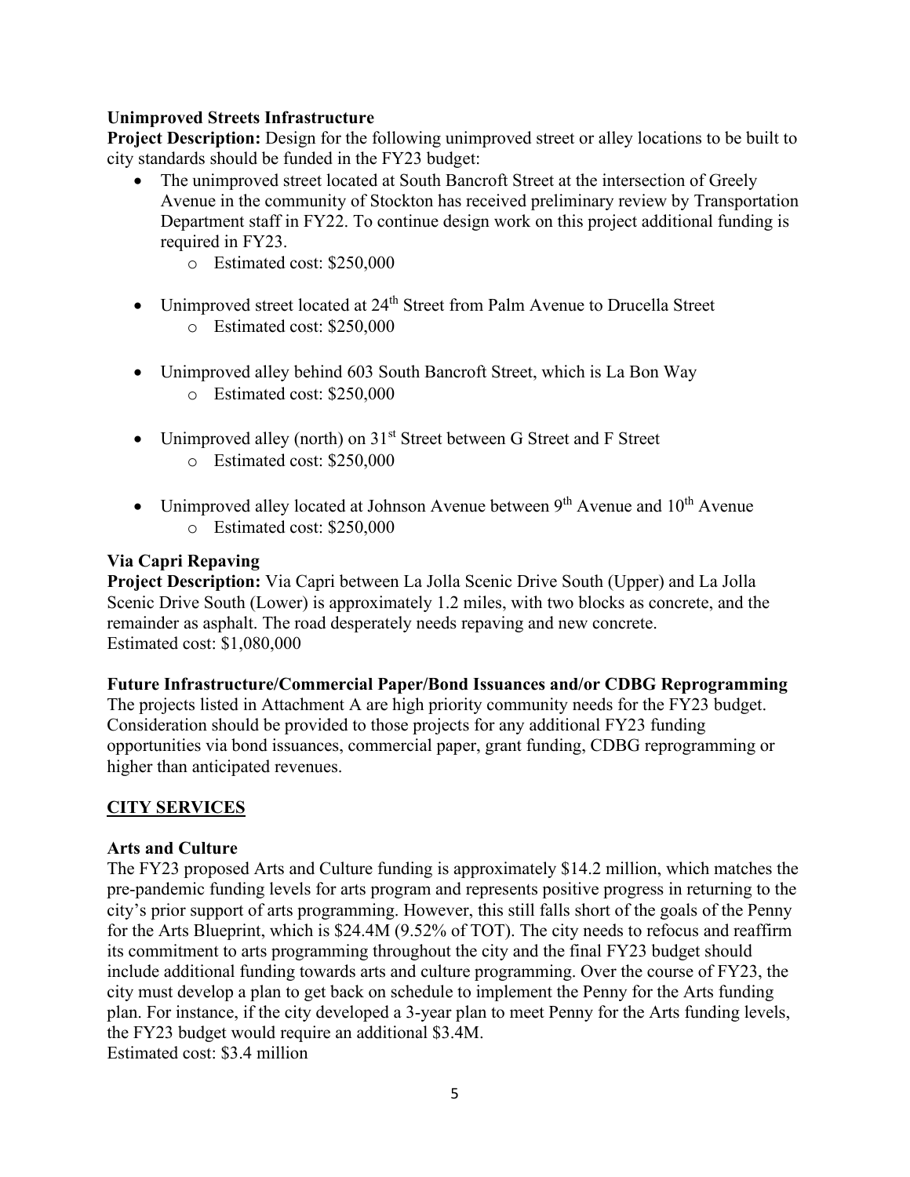**Unimproved Streets Infrastructure**

**Project Description:** Design for the following unimproved street or alley locations to be built to city standards should be funded in the FY23 budget:

- The unimproved street located at South Bancroft Street at the intersection of Greely Avenue in the community of Stockton has received preliminary review by Transportation Department staff in FY22. To continue design work on this project additional funding is required in FY23.
  - Estimated cost: $250,000
- Unimproved street located at 24th Street from Palm Avenue to Drucella Street
  - Estimated cost: $250,000
- Unimproved alley behind 603 South Bancroft Street, which is La Bon Way
  - Estimated cost: $250,000
- Unimproved alley (north) on 31st Street between G Street and F Street
  - Estimated cost: $250,000
- Unimproved alley located at Johnson Avenue between 9th Avenue and 10th Avenue
  - Estimated cost: $250,000

**Via Capri Repaving**

**Project Description:** Via Capri between La Jolla Scenic Drive South (Upper) and La Jolla Scenic Drive South (Lower) is approximately 1.2 miles, with two blocks as concrete, and the remainder as asphalt. The road desperately needs repaving and new concrete.
Estimated cost: $1,080,000

**Future Infrastructure/Commercial Paper/Bond Issuances and/or CDBG Reprogramming**

The projects listed in Attachment A are high priority community needs for the FY23 budget. Consideration should be provided to those projects for any additional FY23 funding opportunities via bond issuances, commercial paper, grant funding, CDBG reprogramming or higher than anticipated revenues.

## CITY SERVICES

**Arts and Culture**

The FY23 proposed Arts and Culture funding is approximately $14.2 million, which matches the pre-pandemic funding levels for arts program and represents positive progress in returning to the city's prior support of arts programming. However, this still falls short of the goals of the Penny for the Arts Blueprint, which is $24.4M (9.52% of TOT). The city needs to refocus and reaffirm its commitment to arts programming throughout the city and the final FY23 budget should include additional funding towards arts and culture programming. Over the course of FY23, the city must develop a plan to get back on schedule to implement the Penny for the Arts funding plan. For instance, if the city developed a 3-year plan to meet Penny for the Arts funding levels, the FY23 budget would require an additional $3.4M.
Estimated cost: $3.4 million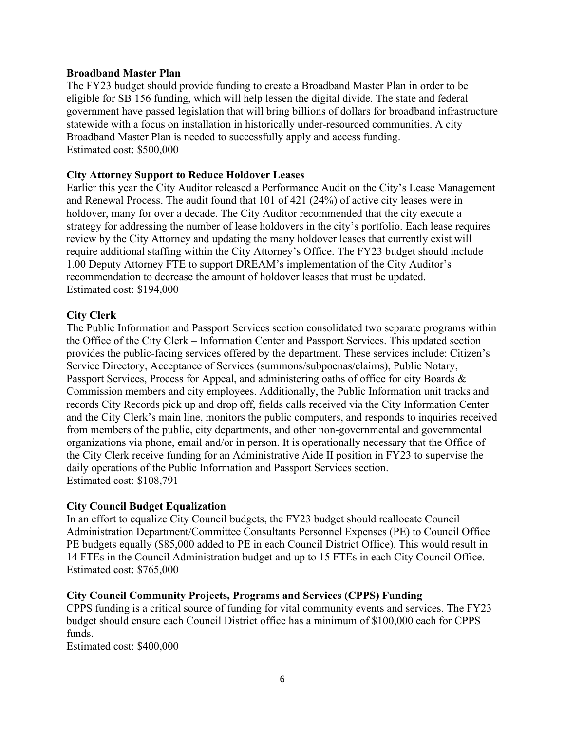**Broadband Master Plan**

The FY23 budget should provide funding to create a Broadband Master Plan in order to be eligible for SB 156 funding, which will help lessen the digital divide. The state and federal government have passed legislation that will bring billions of dollars for broadband infrastructure statewide with a focus on installation in historically under-resourced communities. A city Broadband Master Plan is needed to successfully apply and access funding.
Estimated cost: $500,000

**City Attorney Support to Reduce Holdover Leases**

Earlier this year the City Auditor released a Performance Audit on the City's Lease Management and Renewal Process. The audit found that 101 of 421 (24%) of active city leases were in holdover, many for over a decade. The City Auditor recommended that the city execute a strategy for addressing the number of lease holdovers in the city's portfolio. Each lease requires review by the City Attorney and updating the many holdover leases that currently exist will require additional staffing within the City Attorney's Office. The FY23 budget should include 1.00 Deputy Attorney FTE to support DREAM's implementation of the City Auditor's recommendation to decrease the amount of holdover leases that must be updated.
Estimated cost: $194,000

**City Clerk**

The Public Information and Passport Services section consolidated two separate programs within the Office of the City Clerk – Information Center and Passport Services. This updated section provides the public-facing services offered by the department. These services include: Citizen's Service Directory, Acceptance of Services (summons/subpoenas/claims), Public Notary, Passport Services, Process for Appeal, and administering oaths of office for city Boards & Commission members and city employees. Additionally, the Public Information unit tracks and records City Records pick up and drop off, fields calls received via the City Information Center and the City Clerk's main line, monitors the public computers, and responds to inquiries received from members of the public, city departments, and other non-governmental and governmental organizations via phone, email and/or in person. It is operationally necessary that the Office of the City Clerk receive funding for an Administrative Aide II position in FY23 to supervise the daily operations of the Public Information and Passport Services section.
Estimated cost: $108,791

**City Council Budget Equalization**

In an effort to equalize City Council budgets, the FY23 budget should reallocate Council Administration Department/Committee Consultants Personnel Expenses (PE) to Council Office PE budgets equally ($85,000 added to PE in each Council District Office). This would result in 14 FTEs in the Council Administration budget and up to 15 FTEs in each City Council Office.
Estimated cost: $765,000

**City Council Community Projects, Programs and Services (CPPS) Funding**

CPPS funding is a critical source of funding for vital community events and services. The FY23 budget should ensure each Council District office has a minimum of $100,000 each for CPPS funds.
Estimated cost: $400,000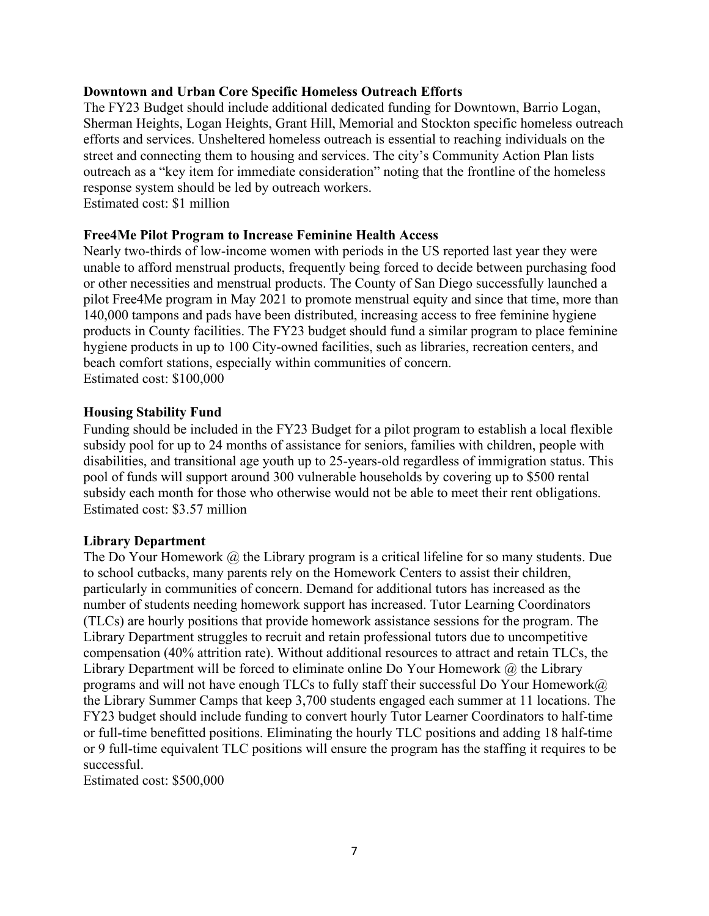**Downtown and Urban Core Specific Homeless Outreach Efforts**

The FY23 Budget should include additional dedicated funding for Downtown, Barrio Logan, Sherman Heights, Logan Heights, Grant Hill, Memorial and Stockton specific homeless outreach efforts and services. Unsheltered homeless outreach is essential to reaching individuals on the street and connecting them to housing and services. The city's Community Action Plan lists outreach as a "key item for immediate consideration" noting that the frontline of the homeless response system should be led by outreach workers.
Estimated cost: $1 million

**Free4Me Pilot Program to Increase Feminine Health Access**

Nearly two-thirds of low-income women with periods in the US reported last year they were unable to afford menstrual products, frequently being forced to decide between purchasing food or other necessities and menstrual products. The County of San Diego successfully launched a pilot Free4Me program in May 2021 to promote menstrual equity and since that time, more than 140,000 tampons and pads have been distributed, increasing access to free feminine hygiene products in County facilities. The FY23 budget should fund a similar program to place feminine hygiene products in up to 100 City-owned facilities, such as libraries, recreation centers, and beach comfort stations, especially within communities of concern.
Estimated cost: $100,000

**Housing Stability Fund**

Funding should be included in the FY23 Budget for a pilot program to establish a local flexible subsidy pool for up to 24 months of assistance for seniors, families with children, people with disabilities, and transitional age youth up to 25-years-old regardless of immigration status. This pool of funds will support around 300 vulnerable households by covering up to $500 rental subsidy each month for those who otherwise would not be able to meet their rent obligations.
Estimated cost: $3.57 million

**Library Department**

The Do Your Homework @ the Library program is a critical lifeline for so many students. Due to school cutbacks, many parents rely on the Homework Centers to assist their children, particularly in communities of concern. Demand for additional tutors has increased as the number of students needing homework support has increased. Tutor Learning Coordinators (TLCs) are hourly positions that provide homework assistance sessions for the program. The Library Department struggles to recruit and retain professional tutors due to uncompetitive compensation (40% attrition rate). Without additional resources to attract and retain TLCs, the Library Department will be forced to eliminate online Do Your Homework @ the Library programs and will not have enough TLCs to fully staff their successful Do Your Homework@ the Library Summer Camps that keep 3,700 students engaged each summer at 11 locations. The FY23 budget should include funding to convert hourly Tutor Learner Coordinators to half-time or full-time benefitted positions. Eliminating the hourly TLC positions and adding 18 half-time or 9 full-time equivalent TLC positions will ensure the program has the staffing it requires to be successful.
Estimated cost: $500,000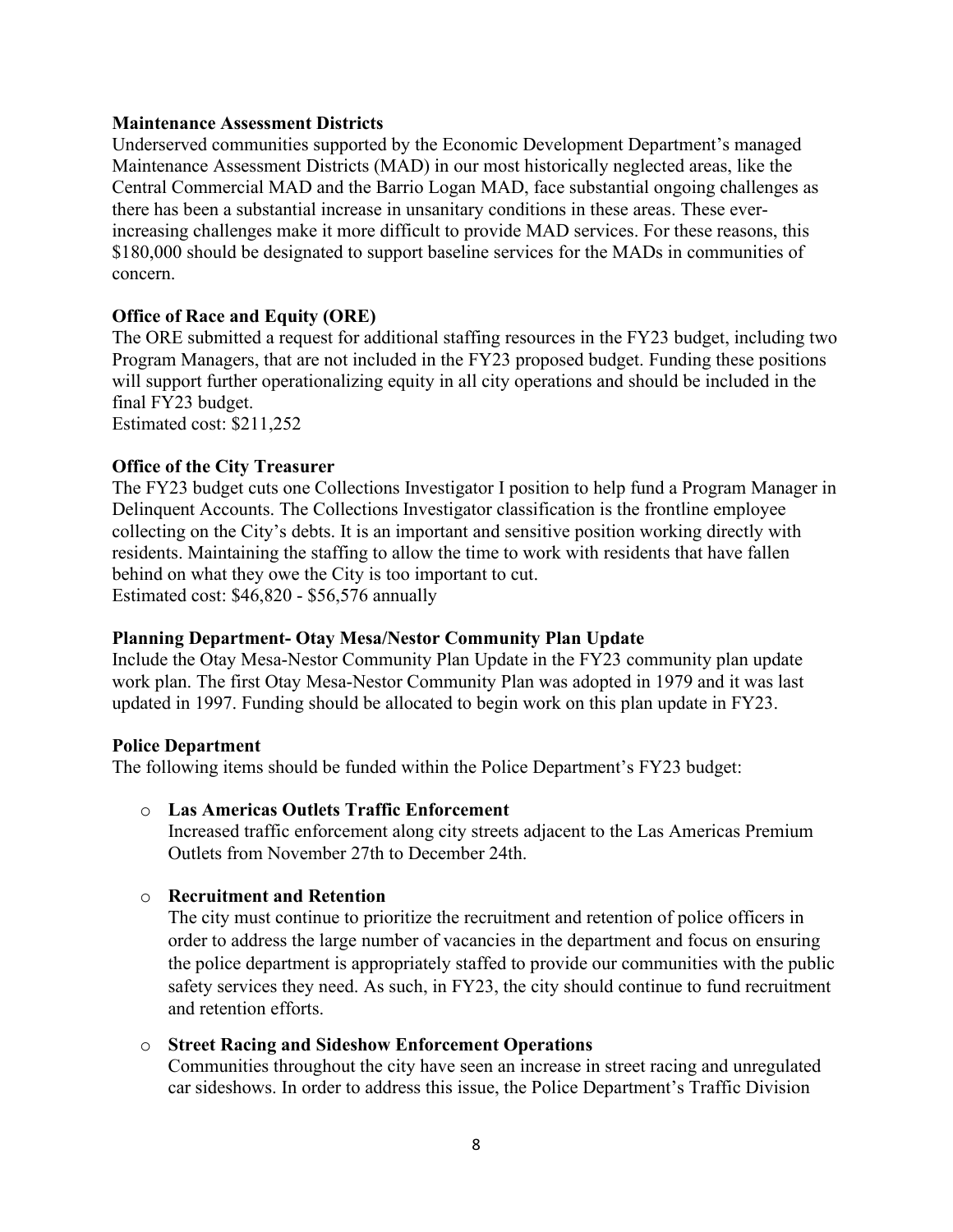**Maintenance Assessment Districts**

Underserved communities supported by the Economic Development Department's managed Maintenance Assessment Districts (MAD) in our most historically neglected areas, like the Central Commercial MAD and the Barrio Logan MAD, face substantial ongoing challenges as there has been a substantial increase in unsanitary conditions in these areas. These ever-increasing challenges make it more difficult to provide MAD services. For these reasons, this $180,000 should be designated to support baseline services for the MADs in communities of concern.

**Office of Race and Equity (ORE)**

The ORE submitted a request for additional staffing resources in the FY23 budget, including two Program Managers, that are not included in the FY23 proposed budget. Funding these positions will support further operationalizing equity in all city operations and should be included in the final FY23 budget.
Estimated cost: $211,252

**Office of the City Treasurer**

The FY23 budget cuts one Collections Investigator I position to help fund a Program Manager in Delinquent Accounts. The Collections Investigator classification is the frontline employee collecting on the City's debts. It is an important and sensitive position working directly with residents. Maintaining the staffing to allow the time to work with residents that have fallen behind on what they owe the City is too important to cut.
Estimated cost: $46,820 - $56,576 annually

**Planning Department- Otay Mesa/Nestor Community Plan Update**

Include the Otay Mesa-Nestor Community Plan Update in the FY23 community plan update work plan. The first Otay Mesa-Nestor Community Plan was adopted in 1979 and it was last updated in 1997. Funding should be allocated to begin work on this plan update in FY23.

**Police Department**

The following items should be funded within the Police Department's FY23 budget:

- **Las Americas Outlets Traffic Enforcement**
  Increased traffic enforcement along city streets adjacent to the Las Americas Premium Outlets from November 27th to December 24th.

- **Recruitment and Retention**
  The city must continue to prioritize the recruitment and retention of police officers in order to address the large number of vacancies in the department and focus on ensuring the police department is appropriately staffed to provide our communities with the public safety services they need. As such, in FY23, the city should continue to fund recruitment and retention efforts.

- **Street Racing and Sideshow Enforcement Operations**
  Communities throughout the city have seen an increase in street racing and unregulated car sideshows. In order to address this issue, the Police Department's Traffic Division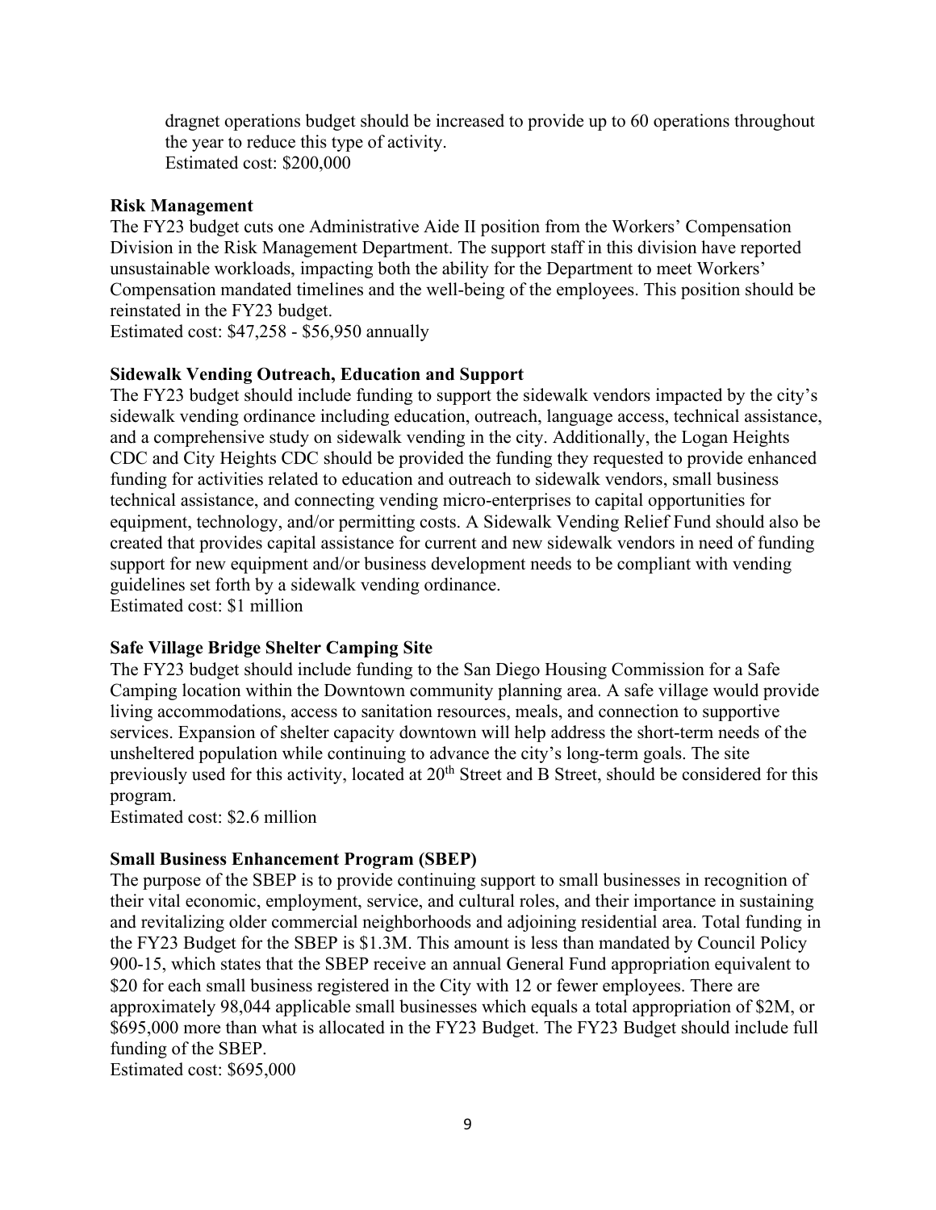dragnet operations budget should be increased to provide up to 60 operations throughout the year to reduce this type of activity.
Estimated cost: $200,000

**Risk Management**

The FY23 budget cuts one Administrative Aide II position from the Workers' Compensation Division in the Risk Management Department. The support staff in this division have reported unsustainable workloads, impacting both the ability for the Department to meet Workers' Compensation mandated timelines and the well-being of the employees. This position should be reinstated in the FY23 budget.
Estimated cost: $47,258 - $56,950 annually

**Sidewalk Vending Outreach, Education and Support**

The FY23 budget should include funding to support the sidewalk vendors impacted by the city's sidewalk vending ordinance including education, outreach, language access, technical assistance, and a comprehensive study on sidewalk vending in the city. Additionally, the Logan Heights CDC and City Heights CDC should be provided the funding they requested to provide enhanced funding for activities related to education and outreach to sidewalk vendors, small business technical assistance, and connecting vending micro-enterprises to capital opportunities for equipment, technology, and/or permitting costs. A Sidewalk Vending Relief Fund should also be created that provides capital assistance for current and new sidewalk vendors in need of funding support for new equipment and/or business development needs to be compliant with vending guidelines set forth by a sidewalk vending ordinance.
Estimated cost: $1 million

**Safe Village Bridge Shelter Camping Site**

The FY23 budget should include funding to the San Diego Housing Commission for a Safe Camping location within the Downtown community planning area. A safe village would provide living accommodations, access to sanitation resources, meals, and connection to supportive services. Expansion of shelter capacity downtown will help address the short-term needs of the unsheltered population while continuing to advance the city's long-term goals. The site previously used for this activity, located at 20th Street and B Street, should be considered for this program.
Estimated cost: $2.6 million

**Small Business Enhancement Program (SBEP)**

The purpose of the SBEP is to provide continuing support to small businesses in recognition of their vital economic, employment, service, and cultural roles, and their importance in sustaining and revitalizing older commercial neighborhoods and adjoining residential area. Total funding in the FY23 Budget for the SBEP is $1.3M. This amount is less than mandated by Council Policy 900-15, which states that the SBEP receive an annual General Fund appropriation equivalent to $20 for each small business registered in the City with 12 or fewer employees. There are approximately 98,044 applicable small businesses which equals a total appropriation of $2M, or $695,000 more than what is allocated in the FY23 Budget. The FY23 Budget should include full funding of the SBEP.
Estimated cost: $695,000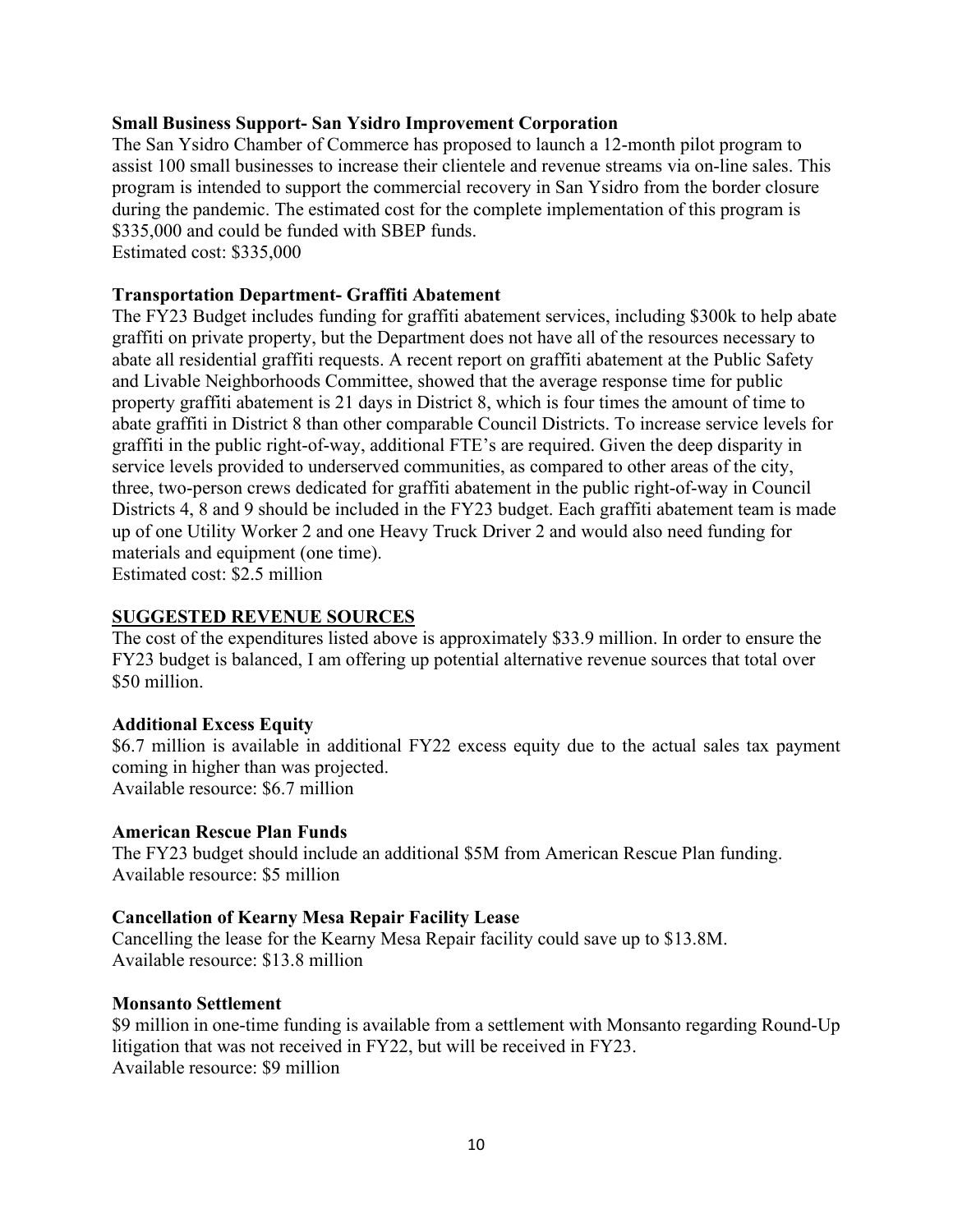**Small Business Support- San Ysidro Improvement Corporation**

The San Ysidro Chamber of Commerce has proposed to launch a 12-month pilot program to assist 100 small businesses to increase their clientele and revenue streams via on-line sales. This program is intended to support the commercial recovery in San Ysidro from the border closure during the pandemic. The estimated cost for the complete implementation of this program is $335,000 and could be funded with SBEP funds.
Estimated cost: $335,000

**Transportation Department- Graffiti Abatement**

The FY23 Budget includes funding for graffiti abatement services, including $300k to help abate graffiti on private property, but the Department does not have all of the resources necessary to abate all residential graffiti requests. A recent report on graffiti abatement at the Public Safety and Livable Neighborhoods Committee, showed that the average response time for public property graffiti abatement is 21 days in District 8, which is four times the amount of time to abate graffiti in District 8 than other comparable Council Districts. To increase service levels for graffiti in the public right-of-way, additional FTE's are required. Given the deep disparity in service levels provided to underserved communities, as compared to other areas of the city, three, two-person crews dedicated for graffiti abatement in the public right-of-way in Council Districts 4, 8 and 9 should be included in the FY23 budget. Each graffiti abatement team is made up of one Utility Worker 2 and one Heavy Truck Driver 2 and would also need funding for materials and equipment (one time).
Estimated cost: $2.5 million

**<u>SUGGESTED REVENUE SOURCES</u>**

The cost of the expenditures listed above is approximately $33.9 million. In order to ensure the FY23 budget is balanced, I am offering up potential alternative revenue sources that total over $50 million.

**Additional Excess Equity**

$6.7 million is available in additional FY22 excess equity due to the actual sales tax payment coming in higher than was projected.
Available resource: $6.7 million

**American Rescue Plan Funds**

The FY23 budget should include an additional $5M from American Rescue Plan funding.
Available resource: $5 million

**Cancellation of Kearny Mesa Repair Facility Lease**

Cancelling the lease for the Kearny Mesa Repair facility could save up to $13.8M.
Available resource: $13.8 million

**Monsanto Settlement**

$9 million in one-time funding is available from a settlement with Monsanto regarding Round-Up litigation that was not received in FY22, but will be received in FY23.
Available resource: $9 million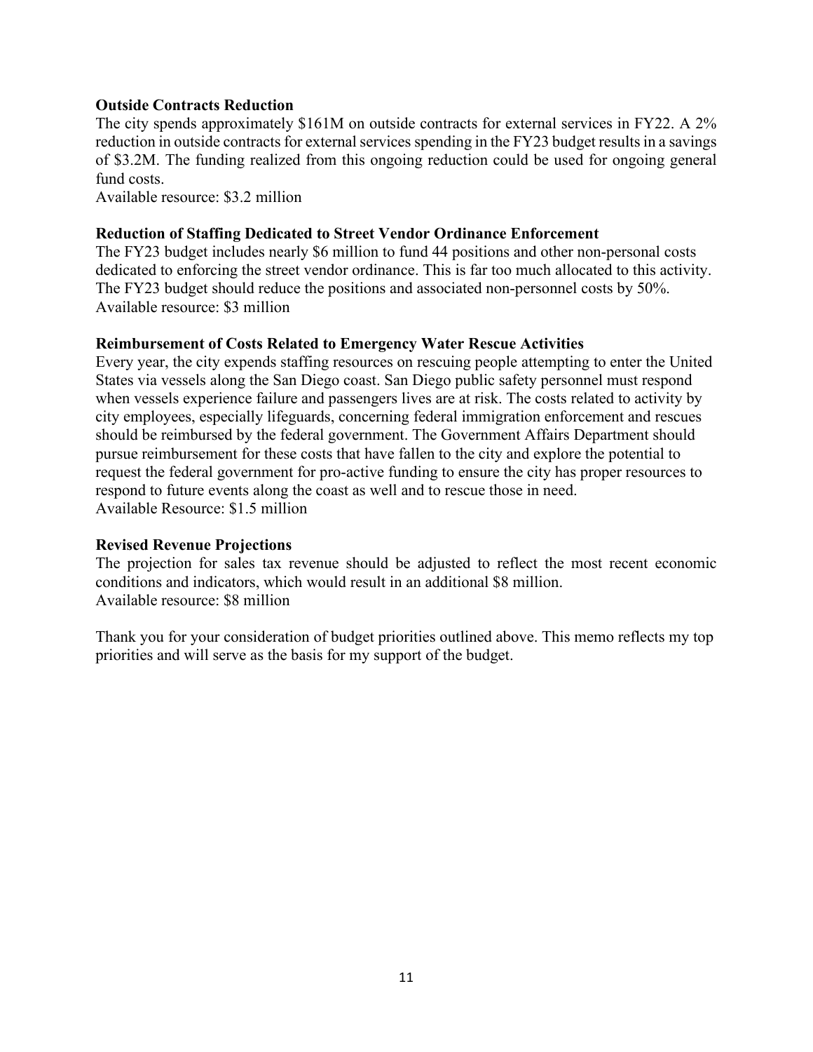**Outside Contracts Reduction**

The city spends approximately $161M on outside contracts for external services in FY22. A 2% reduction in outside contracts for external services spending in the FY23 budget results in a savings of $3.2M. The funding realized from this ongoing reduction could be used for ongoing general fund costs.
Available resource: $3.2 million

**Reduction of Staffing Dedicated to Street Vendor Ordinance Enforcement**

The FY23 budget includes nearly $6 million to fund 44 positions and other non-personal costs dedicated to enforcing the street vendor ordinance. This is far too much allocated to this activity. The FY23 budget should reduce the positions and associated non-personnel costs by 50%.
Available resource: $3 million

**Reimbursement of Costs Related to Emergency Water Rescue Activities**

Every year, the city expends staffing resources on rescuing people attempting to enter the United States via vessels along the San Diego coast. San Diego public safety personnel must respond when vessels experience failure and passengers lives are at risk. The costs related to activity by city employees, especially lifeguards, concerning federal immigration enforcement and rescues should be reimbursed by the federal government. The Government Affairs Department should pursue reimbursement for these costs that have fallen to the city and explore the potential to request the federal government for pro-active funding to ensure the city has proper resources to respond to future events along the coast as well and to rescue those in need.
Available Resource: $1.5 million

**Revised Revenue Projections**

The projection for sales tax revenue should be adjusted to reflect the most recent economic conditions and indicators, which would result in an additional $8 million.
Available resource: $8 million

Thank you for your consideration of budget priorities outlined above. This memo reflects my top priorities and will serve as the basis for my support of the budget.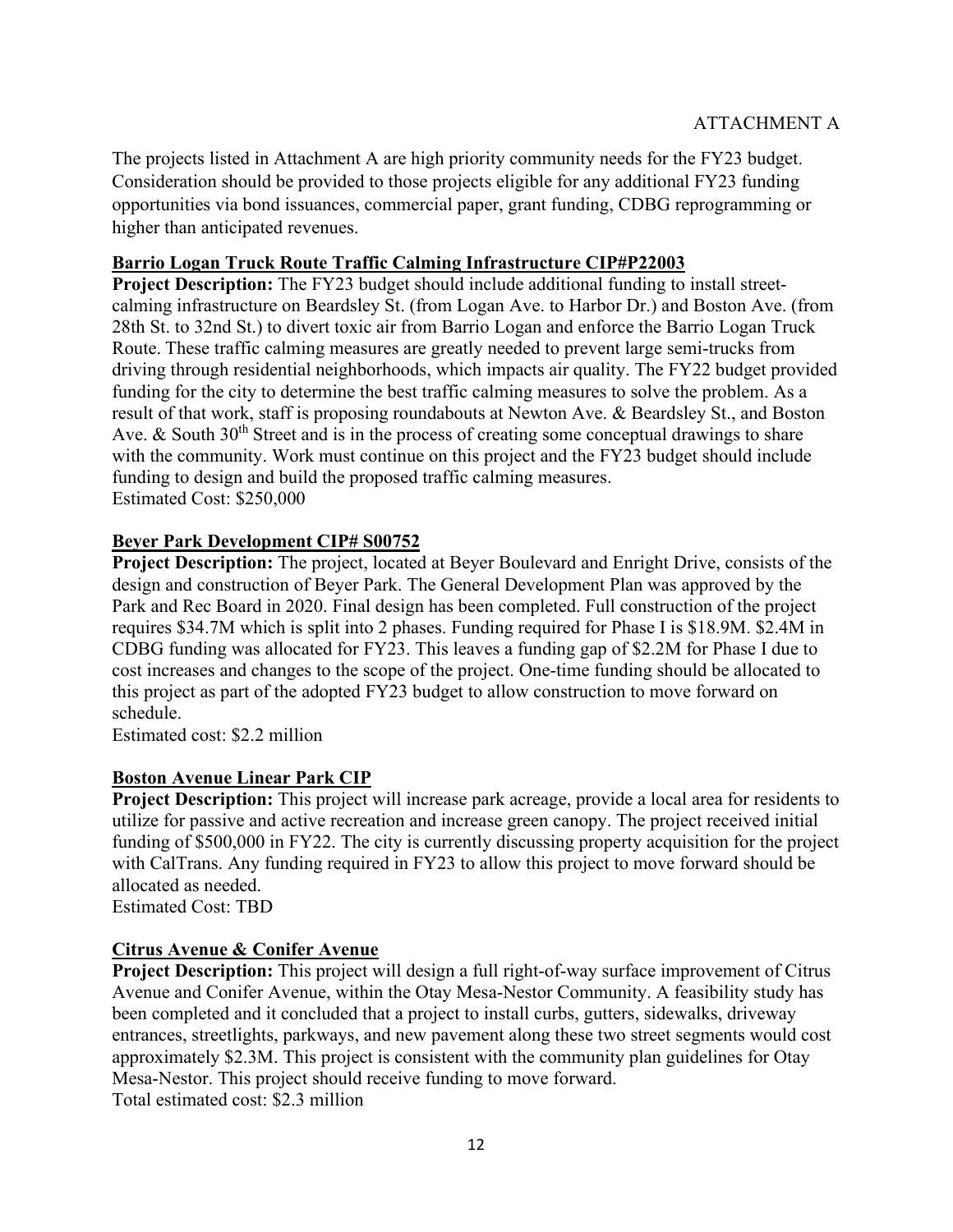ATTACHMENT A

The projects listed in Attachment A are high priority community needs for the FY23 budget. Consideration should be provided to those projects eligible for any additional FY23 funding opportunities via bond issuances, commercial paper, grant funding, CDBG reprogramming or higher than anticipated revenues.

**Barrio Logan Truck Route Traffic Calming Infrastructure CIP#P22003**

**Project Description:** The FY23 budget should include additional funding to install street-calming infrastructure on Beardsley St. (from Logan Ave. to Harbor Dr.) and Boston Ave. (from 28th St. to 32nd St.) to divert toxic air from Barrio Logan and enforce the Barrio Logan Truck Route. These traffic calming measures are greatly needed to prevent large semi-trucks from driving through residential neighborhoods, which impacts air quality. The FY22 budget provided funding for the city to determine the best traffic calming measures to solve the problem. As a result of that work, staff is proposing roundabouts at Newton Ave. & Beardsley St., and Boston Ave. & South 30th Street and is in the process of creating some conceptual drawings to share with the community. Work must continue on this project and the FY23 budget should include funding to design and build the proposed traffic calming measures.
Estimated Cost: $250,000

**Beyer Park Development CIP# S00752**

**Project Description:** The project, located at Beyer Boulevard and Enright Drive, consists of the design and construction of Beyer Park. The General Development Plan was approved by the Park and Rec Board in 2020. Final design has been completed. Full construction of the project requires $34.7M which is split into 2 phases. Funding required for Phase I is $18.9M. $2.4M in CDBG funding was allocated for FY23. This leaves a funding gap of $2.2M for Phase I due to cost increases and changes to the scope of the project. One-time funding should be allocated to this project as part of the adopted FY23 budget to allow construction to move forward on schedule.
Estimated cost: $2.2 million

**Boston Avenue Linear Park CIP**

**Project Description:** This project will increase park acreage, provide a local area for residents to utilize for passive and active recreation and increase green canopy. The project received initial funding of $500,000 in FY22. The city is currently discussing property acquisition for the project with CalTrans. Any funding required in FY23 to allow this project to move forward should be allocated as needed.
Estimated Cost: TBD

**Citrus Avenue & Conifer Avenue**

**Project Description:** This project will design a full right-of-way surface improvement of Citrus Avenue and Conifer Avenue, within the Otay Mesa-Nestor Community. A feasibility study has been completed and it concluded that a project to install curbs, gutters, sidewalks, driveway entrances, streetlights, parkways, and new pavement along these two street segments would cost approximately $2.3M. This project is consistent with the community plan guidelines for Otay Mesa-Nestor. This project should receive funding to move forward.
Total estimated cost: $2.3 million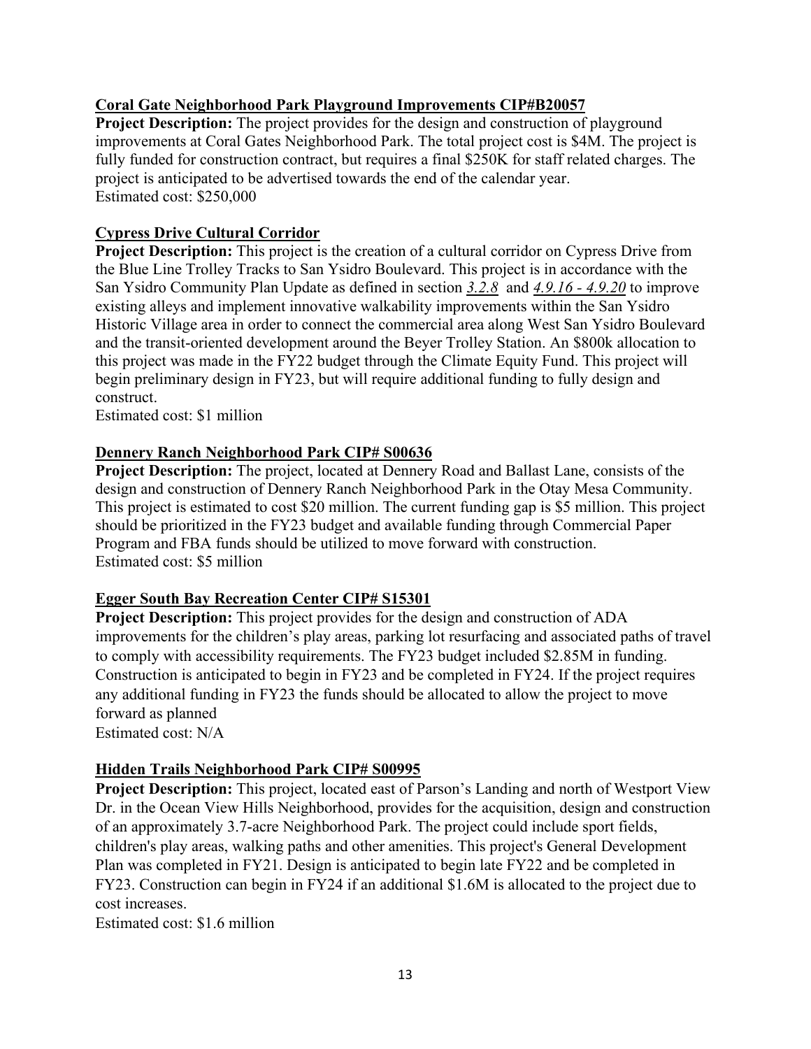**<u>Coral Gate Neighborhood Park Playground Improvements CIP#B20057</u>**
**Project Description:** The project provides for the design and construction of playground improvements at Coral Gates Neighborhood Park. The total project cost is $4M. The project is fully funded for construction contract, but requires a final $250K for staff related charges. The project is anticipated to be advertised towards the end of the calendar year.
Estimated cost: $250,000

**<u>Cypress Drive Cultural Corridor</u>**
**Project Description:** This project is the creation of a cultural corridor on Cypress Drive from the Blue Line Trolley Tracks to San Ysidro Boulevard. This project is in accordance with the San Ysidro Community Plan Update as defined in section *<u>3.2.8</u>* and *<u>4.9.16 - 4.9.20</u>* to improve existing alleys and implement innovative walkability improvements within the San Ysidro Historic Village area in order to connect the commercial area along West San Ysidro Boulevard and the transit-oriented development around the Beyer Trolley Station. An $800k allocation to this project was made in the FY22 budget through the Climate Equity Fund. This project will begin preliminary design in FY23, but will require additional funding to fully design and construct.
Estimated cost: $1 million

**<u>Dennery Ranch Neighborhood Park CIP# S00636</u>**
**Project Description:** The project, located at Dennery Road and Ballast Lane, consists of the design and construction of Dennery Ranch Neighborhood Park in the Otay Mesa Community. This project is estimated to cost $20 million. The current funding gap is $5 million. This project should be prioritized in the FY23 budget and available funding through Commercial Paper Program and FBA funds should be utilized to move forward with construction.
Estimated cost: $5 million

**<u>Egger South Bay Recreation Center CIP# S15301</u>**
**Project Description:** This project provides for the design and construction of ADA improvements for the children's play areas, parking lot resurfacing and associated paths of travel to comply with accessibility requirements. The FY23 budget included $2.85M in funding. Construction is anticipated to begin in FY23 and be completed in FY24. If the project requires any additional funding in FY23 the funds should be allocated to allow the project to move forward as planned
Estimated cost: N/A

**<u>Hidden Trails Neighborhood Park CIP# S00995</u>**
**Project Description:** This project, located east of Parson's Landing and north of Westport View Dr. in the Ocean View Hills Neighborhood, provides for the acquisition, design and construction of an approximately 3.7-acre Neighborhood Park. The project could include sport fields, children's play areas, walking paths and other amenities. This project's General Development Plan was completed in FY21. Design is anticipated to begin late FY22 and be completed in FY23. Construction can begin in FY24 if an additional $1.6M is allocated to the project due to cost increases.
Estimated cost: $1.6 million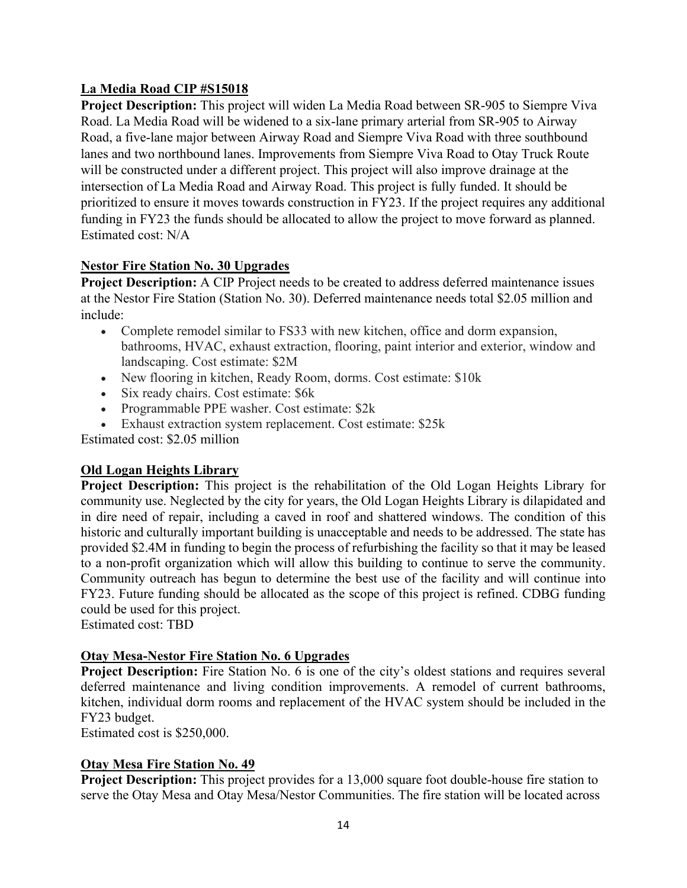**La Media Road CIP #S15018**

**Project Description:** This project will widen La Media Road between SR-905 to Siempre Viva Road. La Media Road will be widened to a six-lane primary arterial from SR-905 to Airway Road, a five-lane major between Airway Road and Siempre Viva Road with three southbound lanes and two northbound lanes. Improvements from Siempre Viva Road to Otay Truck Route will be constructed under a different project. This project will also improve drainage at the intersection of La Media Road and Airway Road. This project is fully funded. It should be prioritized to ensure it moves towards construction in FY23. If the project requires any additional funding in FY23 the funds should be allocated to allow the project to move forward as planned.
Estimated cost: N/A

**Nestor Fire Station No. 30 Upgrades**

**Project Description:** A CIP Project needs to be created to address deferred maintenance issues at the Nestor Fire Station (Station No. 30). Deferred maintenance needs total $2.05 million and include:

- Complete remodel similar to FS33 with new kitchen, office and dorm expansion, bathrooms, HVAC, exhaust extraction, flooring, paint interior and exterior, window and landscaping. Cost estimate: $2M
- New flooring in kitchen, Ready Room, dorms. Cost estimate: $10k
- Six ready chairs. Cost estimate: $6k
- Programmable PPE washer. Cost estimate: $2k
- Exhaust extraction system replacement. Cost estimate: $25k

Estimated cost: $2.05 million

**Old Logan Heights Library**

**Project Description:** This project is the rehabilitation of the Old Logan Heights Library for community use. Neglected by the city for years, the Old Logan Heights Library is dilapidated and in dire need of repair, including a caved in roof and shattered windows. The condition of this historic and culturally important building is unacceptable and needs to be addressed. The state has provided $2.4M in funding to begin the process of refurbishing the facility so that it may be leased to a non-profit organization which will allow this building to continue to serve the community. Community outreach has begun to determine the best use of the facility and will continue into FY23. Future funding should be allocated as the scope of this project is refined. CDBG funding could be used for this project.
Estimated cost: TBD

**Otay Mesa-Nestor Fire Station No. 6 Upgrades**

**Project Description:** Fire Station No. 6 is one of the city's oldest stations and requires several deferred maintenance and living condition improvements. A remodel of current bathrooms, kitchen, individual dorm rooms and replacement of the HVAC system should be included in the FY23 budget.
Estimated cost is $250,000.

**Otay Mesa Fire Station No. 49**

**Project Description:** This project provides for a 13,000 square foot double-house fire station to serve the Otay Mesa and Otay Mesa/Nestor Communities. The fire station will be located across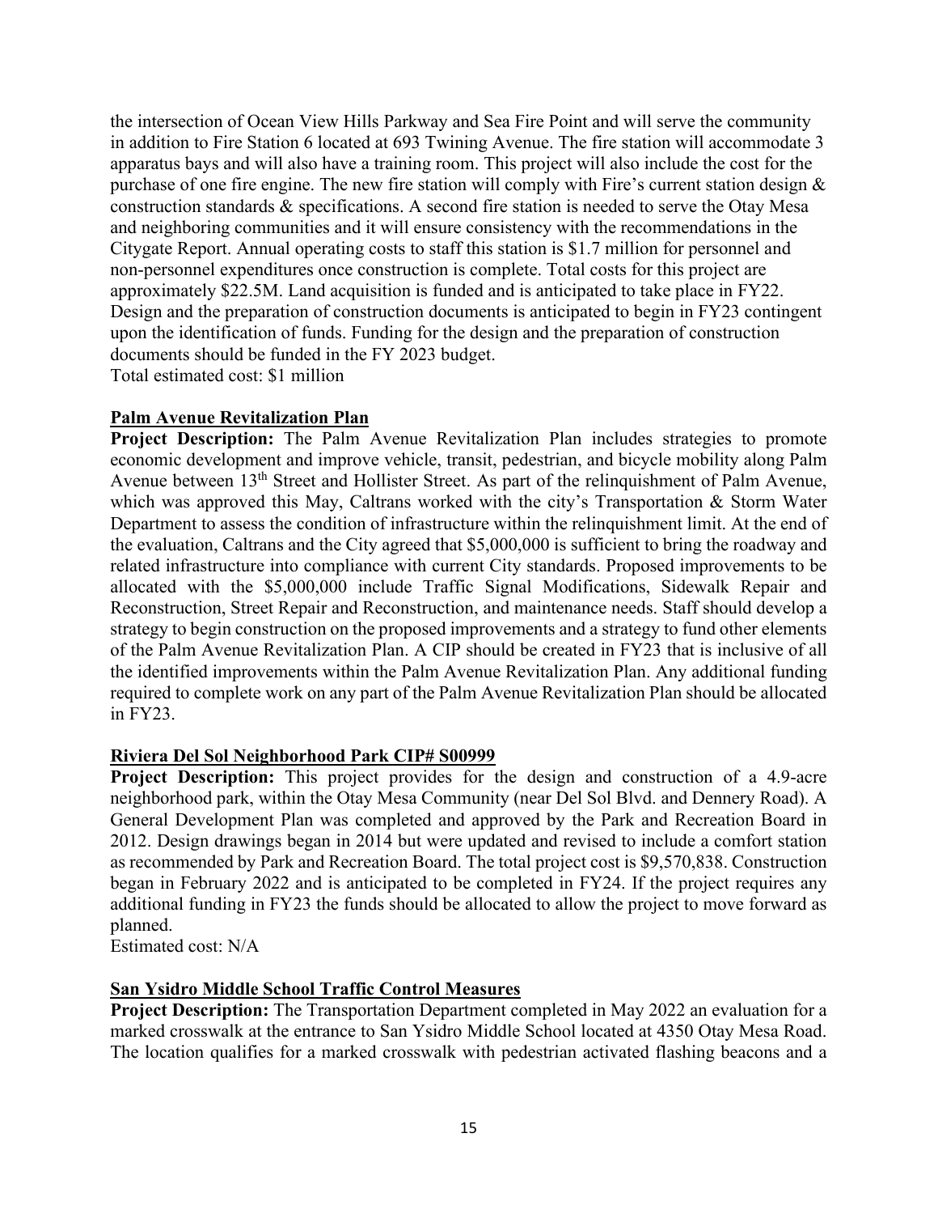the intersection of Ocean View Hills Parkway and Sea Fire Point and will serve the community in addition to Fire Station 6 located at 693 Twining Avenue. The fire station will accommodate 3 apparatus bays and will also have a training room. This project will also include the cost for the purchase of one fire engine. The new fire station will comply with Fire's current station design & construction standards & specifications. A second fire station is needed to serve the Otay Mesa and neighboring communities and it will ensure consistency with the recommendations in the Citygate Report. Annual operating costs to staff this station is $1.7 million for personnel and non-personnel expenditures once construction is complete. Total costs for this project are approximately $22.5M. Land acquisition is funded and is anticipated to take place in FY22. Design and the preparation of construction documents is anticipated to begin in FY23 contingent upon the identification of funds. Funding for the design and the preparation of construction documents should be funded in the FY 2023 budget.
Total estimated cost: $1 million

**Palm Avenue Revitalization Plan**

**Project Description:** The Palm Avenue Revitalization Plan includes strategies to promote economic development and improve vehicle, transit, pedestrian, and bicycle mobility along Palm Avenue between 13th Street and Hollister Street. As part of the relinquishment of Palm Avenue, which was approved this May, Caltrans worked with the city's Transportation & Storm Water Department to assess the condition of infrastructure within the relinquishment limit. At the end of the evaluation, Caltrans and the City agreed that $5,000,000 is sufficient to bring the roadway and related infrastructure into compliance with current City standards. Proposed improvements to be allocated with the $5,000,000 include Traffic Signal Modifications, Sidewalk Repair and Reconstruction, Street Repair and Reconstruction, and maintenance needs. Staff should develop a strategy to begin construction on the proposed improvements and a strategy to fund other elements of the Palm Avenue Revitalization Plan. A CIP should be created in FY23 that is inclusive of all the identified improvements within the Palm Avenue Revitalization Plan. Any additional funding required to complete work on any part of the Palm Avenue Revitalization Plan should be allocated in FY23.

**Riviera Del Sol Neighborhood Park CIP# S00999**

**Project Description:** This project provides for the design and construction of a 4.9-acre neighborhood park, within the Otay Mesa Community (near Del Sol Blvd. and Dennery Road). A General Development Plan was completed and approved by the Park and Recreation Board in 2012. Design drawings began in 2014 but were updated and revised to include a comfort station as recommended by Park and Recreation Board. The total project cost is $9,570,838. Construction began in February 2022 and is anticipated to be completed in FY24. If the project requires any additional funding in FY23 the funds should be allocated to allow the project to move forward as planned.
Estimated cost: N/A

**San Ysidro Middle School Traffic Control Measures**

**Project Description:** The Transportation Department completed in May 2022 an evaluation for a marked crosswalk at the entrance to San Ysidro Middle School located at 4350 Otay Mesa Road. The location qualifies for a marked crosswalk with pedestrian activated flashing beacons and a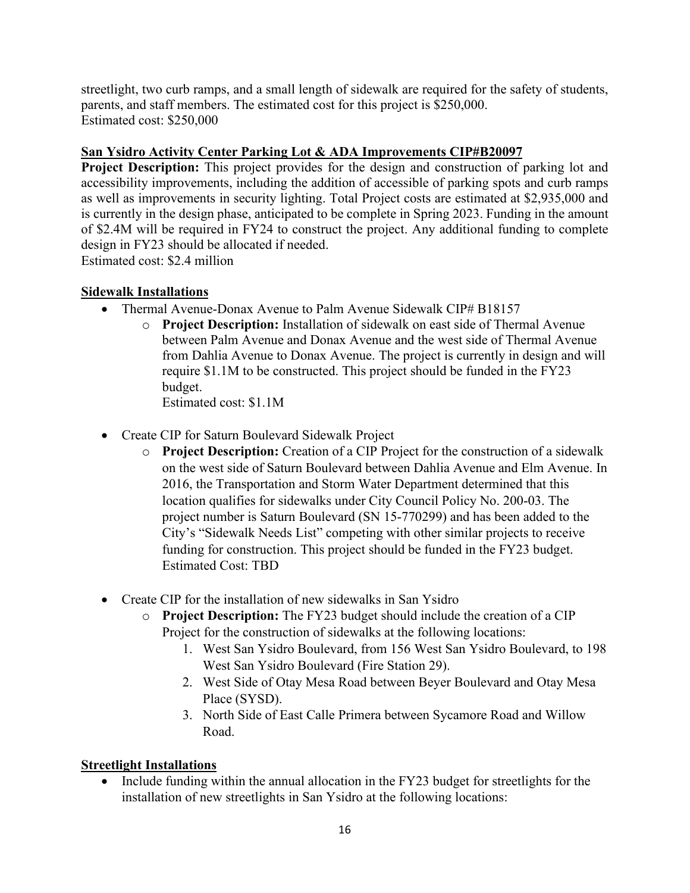streetlight, two curb ramps, and a small length of sidewalk are required for the safety of students, parents, and staff members. The estimated cost for this project is $250,000.
Estimated cost: $250,000

**San Ysidro Activity Center Parking Lot & ADA Improvements CIP#B20097**

**Project Description:** This project provides for the design and construction of parking lot and accessibility improvements, including the addition of accessible of parking spots and curb ramps as well as improvements in security lighting. Total Project costs are estimated at $2,935,000 and is currently in the design phase, anticipated to be complete in Spring 2023. Funding in the amount of $2.4M will be required in FY24 to construct the project. Any additional funding to complete design in FY23 should be allocated if needed.
Estimated cost: $2.4 million

**Sidewalk Installations**

- Thermal Avenue-Donax Avenue to Palm Avenue Sidewalk CIP# B18157
  - **Project Description:** Installation of sidewalk on east side of Thermal Avenue between Palm Avenue and Donax Avenue and the west side of Thermal Avenue from Dahlia Avenue to Donax Avenue. The project is currently in design and will require $1.1M to be constructed. This project should be funded in the FY23 budget.
    Estimated cost: $1.1M

- Create CIP for Saturn Boulevard Sidewalk Project
  - **Project Description:** Creation of a CIP Project for the construction of a sidewalk on the west side of Saturn Boulevard between Dahlia Avenue and Elm Avenue. In 2016, the Transportation and Storm Water Department determined that this location qualifies for sidewalks under City Council Policy No. 200-03. The project number is Saturn Boulevard (SN 15-770299) and has been added to the City's "Sidewalk Needs List" competing with other similar projects to receive funding for construction. This project should be funded in the FY23 budget.
    Estimated Cost: TBD

- Create CIP for the installation of new sidewalks in San Ysidro
  - **Project Description:** The FY23 budget should include the creation of a CIP Project for the construction of sidewalks at the following locations:
    1. West San Ysidro Boulevard, from 156 West San Ysidro Boulevard, to 198 West San Ysidro Boulevard (Fire Station 29).
    2. West Side of Otay Mesa Road between Beyer Boulevard and Otay Mesa Place (SYSD).
    3. North Side of East Calle Primera between Sycamore Road and Willow Road.

**Streetlight Installations**

- Include funding within the annual allocation in the FY23 budget for streetlights for the installation of new streetlights in San Ysidro at the following locations: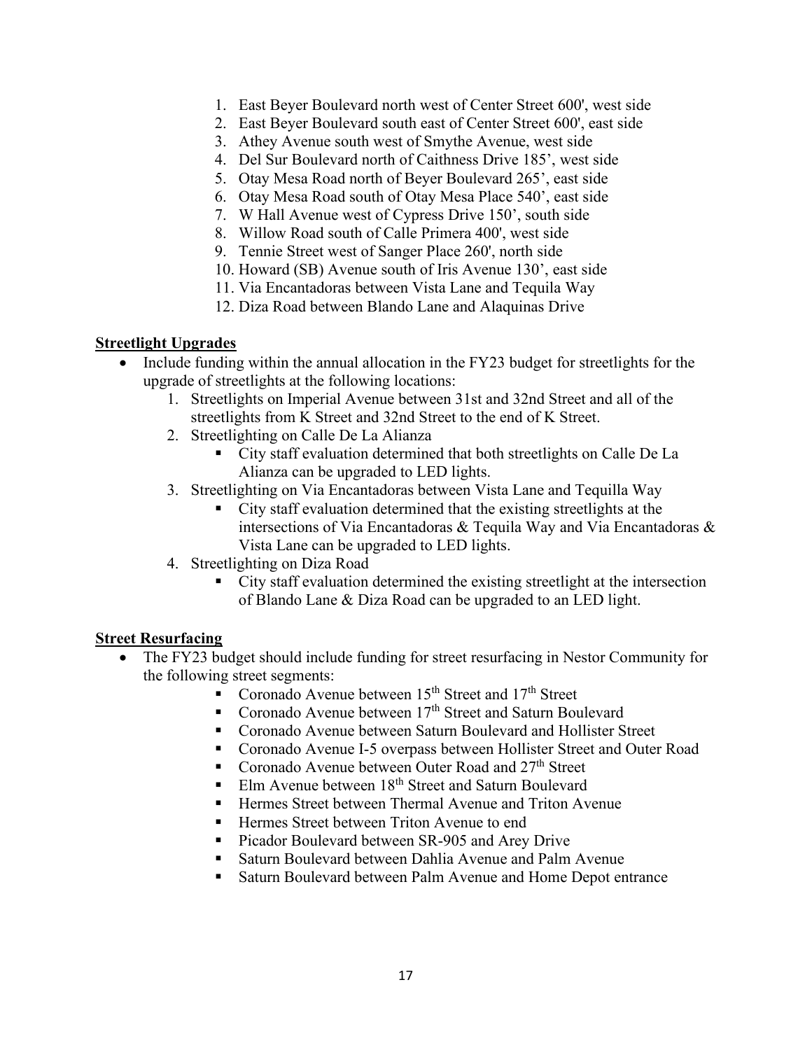1. East Beyer Boulevard north west of Center Street 600', west side
2. East Beyer Boulevard south east of Center Street 600', east side
3. Athey Avenue south west of Smythe Avenue, west side
4. Del Sur Boulevard north of Caithness Drive 185’, west side
5. Otay Mesa Road north of Beyer Boulevard 265’, east side
6. Otay Mesa Road south of Otay Mesa Place 540’, east side
7. W Hall Avenue west of Cypress Drive 150’, south side
8. Willow Road south of Calle Primera 400', west side
9. Tennie Street west of Sanger Place 260', north side
10. Howard (SB) Avenue south of Iris Avenue 130’, east side
11. Via Encantadoras between Vista Lane and Tequila Way
12. Diza Road between Blando Lane and Alaquinas Drive

**Streetlight Upgrades**

- Include funding within the annual allocation in the FY23 budget for streetlights for the upgrade of streetlights at the following locations:
    1. Streetlights on Imperial Avenue between 31st and 32nd Street and all of the streetlights from K Street and 32nd Street to the end of K Street.
    2. Streetlighting on Calle De La Alianza
        - City staff evaluation determined that both streetlights on Calle De La Alianza can be upgraded to LED lights.
    3. Streetlighting on Via Encantadoras between Vista Lane and Tequilla Way
        - City staff evaluation determined that the existing streetlights at the intersections of Via Encantadoras & Tequila Way and Via Encantadoras & Vista Lane can be upgraded to LED lights.
    4. Streetlighting on Diza Road
        - City staff evaluation determined the existing streetlight at the intersection of Blando Lane & Diza Road can be upgraded to an LED light.

**Street Resurfacing**

- The FY23 budget should include funding for street resurfacing in Nestor Community for the following street segments:
    - Coronado Avenue between 15th Street and 17th Street
    - Coronado Avenue between 17th Street and Saturn Boulevard
    - Coronado Avenue between Saturn Boulevard and Hollister Street
    - Coronado Avenue I-5 overpass between Hollister Street and Outer Road
    - Coronado Avenue between Outer Road and 27th Street
    - Elm Avenue between 18th Street and Saturn Boulevard
    - Hermes Street between Thermal Avenue and Triton Avenue
    - Hermes Street between Triton Avenue to end
    - Picador Boulevard between SR-905 and Arey Drive
    - Saturn Boulevard between Dahlia Avenue and Palm Avenue
    - Saturn Boulevard between Palm Avenue and Home Depot entrance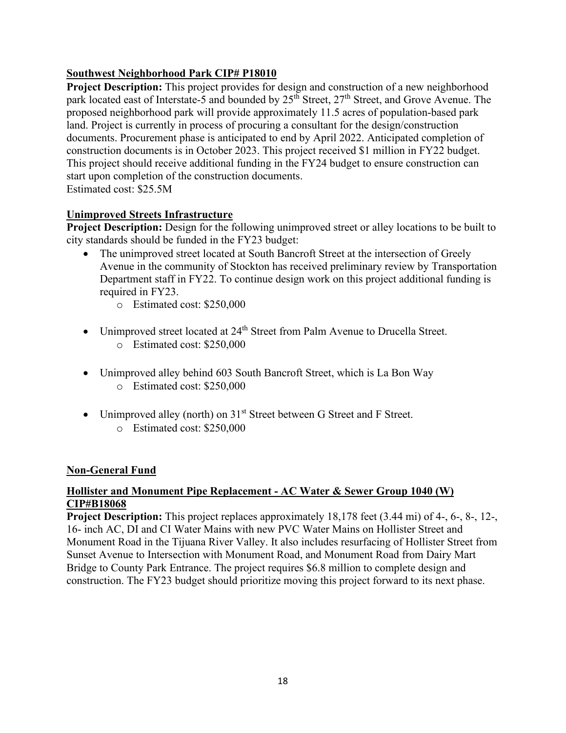**Southwest Neighborhood Park CIP# P18010**

**Project Description:** This project provides for design and construction of a new neighborhood park located east of Interstate-5 and bounded by 25th Street, 27th Street, and Grove Avenue. The proposed neighborhood park will provide approximately 11.5 acres of population-based park land. Project is currently in process of procuring a consultant for the design/construction documents. Procurement phase is anticipated to end by April 2022. Anticipated completion of construction documents is in October 2023. This project received $1 million in FY22 budget. This project should receive additional funding in the FY24 budget to ensure construction can start upon completion of the construction documents.
Estimated cost: $25.5M

**Unimproved Streets Infrastructure**

**Project Description:** Design for the following unimproved street or alley locations to be built to city standards should be funded in the FY23 budget:

- The unimproved street located at South Bancroft Street at the intersection of Greely Avenue in the community of Stockton has received preliminary review by Transportation Department staff in FY22. To continue design work on this project additional funding is required in FY23.
  - Estimated cost: $250,000
- Unimproved street located at 24th Street from Palm Avenue to Drucella Street.
  - Estimated cost: $250,000
- Unimproved alley behind 603 South Bancroft Street, which is La Bon Way
  - Estimated cost: $250,000
- Unimproved alley (north) on 31st Street between G Street and F Street.
  - Estimated cost: $250,000

**Non-General Fund**

**Hollister and Monument Pipe Replacement - AC Water & Sewer Group 1040 (W) CIP#B18068**

**Project Description:** This project replaces approximately 18,178 feet (3.44 mi) of 4-, 6-, 8-, 12-, 16- inch AC, DI and CI Water Mains with new PVC Water Mains on Hollister Street and Monument Road in the Tijuana River Valley. It also includes resurfacing of Hollister Street from Sunset Avenue to Intersection with Monument Road, and Monument Road from Dairy Mart Bridge to County Park Entrance. The project requires $6.8 million to complete design and construction. The FY23 budget should prioritize moving this project forward to its next phase.